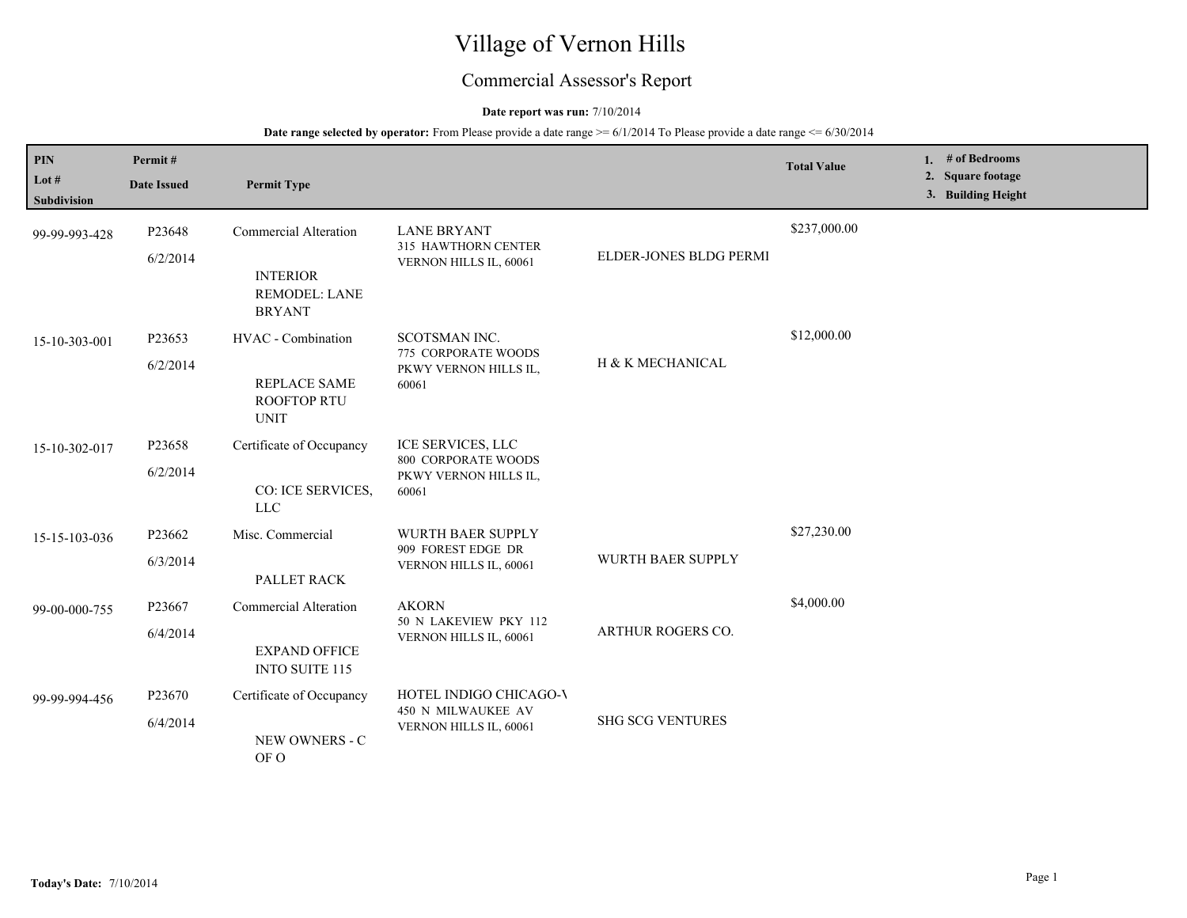# Village of Vernon Hills

## Commercial Assessor's Report

**Date report was run:** 7/10/2014

**Date range selected by operator:** From Please provide a date range >= 6/1/2014 To Please provide a date range <= 6/30/2014

| PIN<br>Lot #<br>Subdivision | Permit #<br>Date Issued | Permit Type | | | Total Value | 1. # of Bedrooms<br>2. Square footage<br>3. Building Height |
|---|---|---|---|---|---|---|
| 99-99-993-428 | P23648<br>6/2/2014 | Commercial Alteration<br>INTERIOR REMODEL: LANE BRYANT | LANE BRYANT<br>315 HAWTHORN CENTER<br>VERNON HILLS IL, 60061 | ELDER-JONES BLDG PERMI | $237,000.00 | |
| 15-10-303-001 | P23653<br>6/2/2014 | HVAC - Combination<br>REPLACE SAME ROOFTOP RTU UNIT | SCOTSMAN INC.<br>775 CORPORATE WOODS PKWY VERNON HILLS IL, 60061 | H & K MECHANICAL | $12,000.00 | |
| 15-10-302-017 | P23658<br>6/2/2014 | Certificate of Occupancy<br>CO: ICE SERVICES, LLC | ICE SERVICES, LLC<br>800 CORPORATE WOODS PKWY VERNON HILLS IL, 60061 | | | |
| 15-15-103-036 | P23662<br>6/3/2014 | Misc. Commercial<br>PALLET RACK | WURTH BAER SUPPLY<br>909 FOREST EDGE DR<br>VERNON HILLS IL, 60061 | WURTH BAER SUPPLY | $27,230.00 | |
| 99-00-000-755 | P23667<br>6/4/2014 | Commercial Alteration<br>EXPAND OFFICE INTO SUITE 115 | AKORN<br>50 N LAKEVIEW PKY 112<br>VERNON HILLS IL, 60061 | ARTHUR ROGERS CO. | $4,000.00 | |
| 99-99-994-456 | P23670<br>6/4/2014 | Certificate of Occupancy<br>NEW OWNERS - C OF O | HOTEL INDIGO CHICAGO-V<br>450 N MILWAUKEE AV<br>VERNON HILLS IL, 60061 | SHG SCG VENTURES | | |

**Today's Date:** 7/10/2014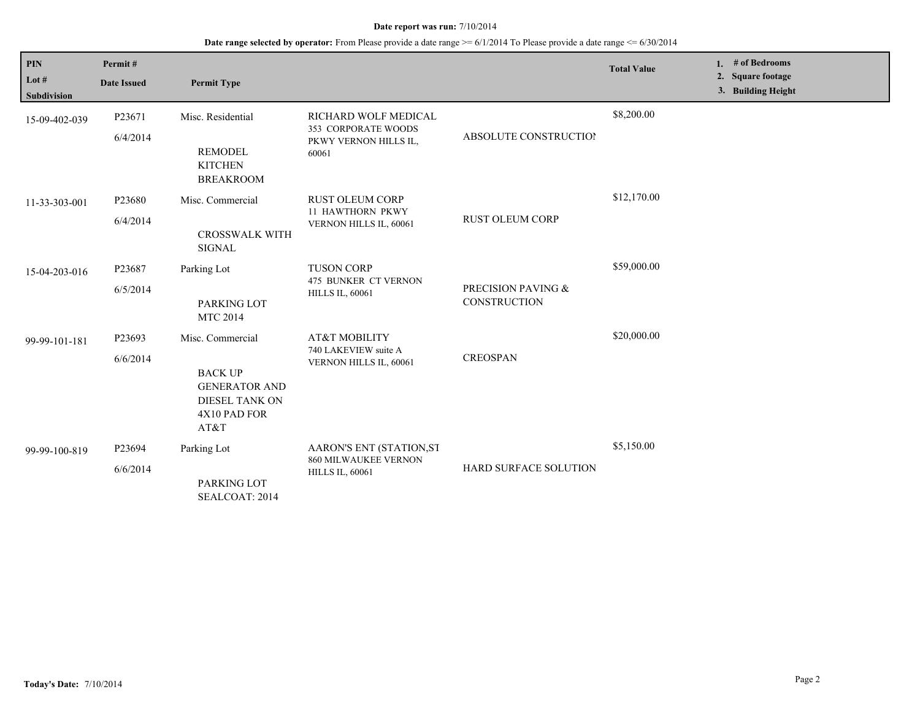**Date report was run:** 7/10/2014

**Date range selected by operator:** From Please provide a date range >= 6/1/2014 To Please provide a date range <= 6/30/2014

| PIN<br>Lot #<br>Subdivision | Permit #<br>Date Issued | Permit Type | | | Total Value | 1. # of Bedrooms<br>2. Square footage<br>3. Building Height |
|---|---|---|---|---|---|---|
| 15-09-402-039 | P23671<br>6/4/2014 | Misc. Residential<br>REMODEL KITCHEN BREAKROOM | RICHARD WOLF MEDICAL<br>353 CORPORATE WOODS PKWY VERNON HILLS IL, 60061 | ABSOLUTE CONSTRUCTIOI | $8,200.00 | |
| 11-33-303-001 | P23680<br>6/4/2014 | Misc. Commercial<br>CROSSWALK WITH SIGNAL | RUST OLEUM CORP<br>11 HAWTHORN PKWY VERNON HILLS IL, 60061 | RUST OLEUM CORP | $12,170.00 | |
| 15-04-203-016 | P23687<br>6/5/2014 | Parking Lot<br>PARKING LOT MTC 2014 | TUSON CORP<br>475 BUNKER CT VERNON HILLS IL, 60061 | PRECISION PAVING & CONSTRUCTION | $59,000.00 | |
| 99-99-101-181 | P23693<br>6/6/2014 | Misc. Commercial<br>BACK UP GENERATOR AND DIESEL TANK ON 4X10 PAD FOR AT&T | AT&T MOBILITY<br>740 LAKEVIEW suite A VERNON HILLS IL, 60061 | CREOSPAN | $20,000.00 | |
| 99-99-100-819 | P23694<br>6/6/2014 | Parking Lot<br>PARKING LOT SEALCOAT: 2014 | AARON'S ENT (STATION,ST<br>860 MILWAUKEE VERNON HILLS IL, 60061 | HARD SURFACE SOLUTION | $5,150.00 | |

**Today's Date:** 7/10/2014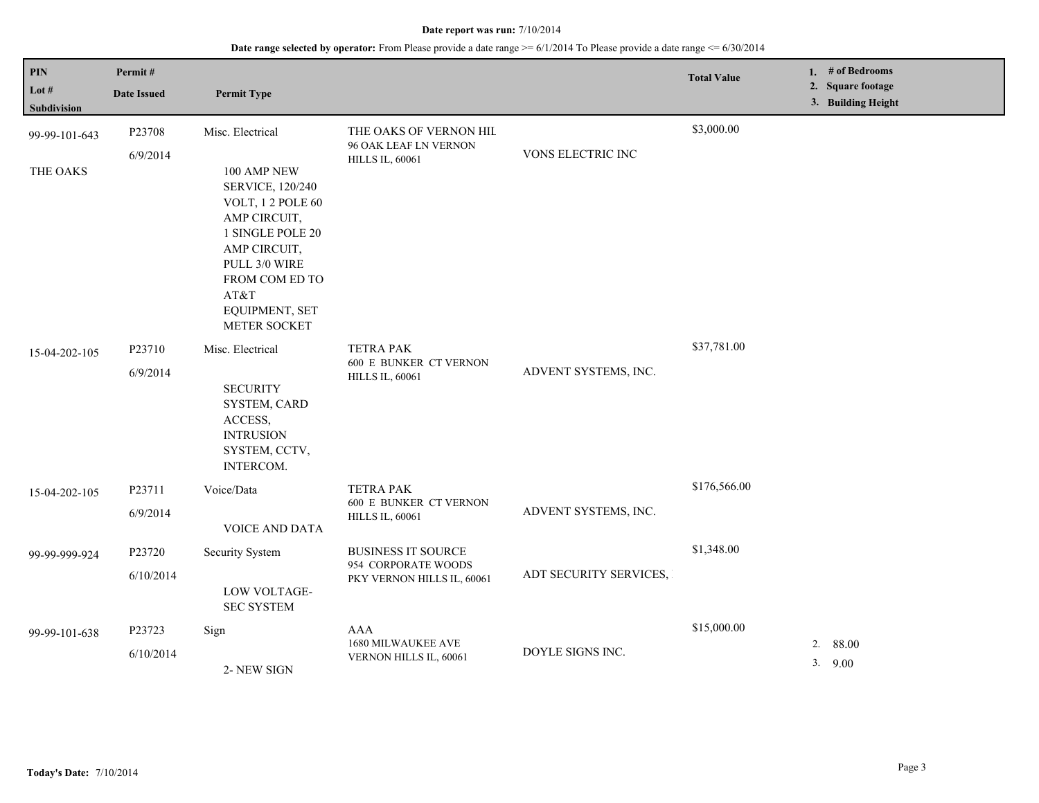**Date report was run:** 7/10/2014

**Date range selected by operator:** From Please provide a date range >= 6/1/2014 To Please provide a date range <= 6/30/2014

| PIN / Lot # / Subdivision | Permit # / Date Issued | Permit Type | | | Total Value | 1. # of Bedrooms 2. Square footage 3. Building Height |
|---|---|---|---|---|---|---|
| 99-99-101-643 THE OAKS | P23708 6/9/2014 | Misc. Electrical 100 AMP NEW SERVICE, 120/240 VOLT, 1 2 POLE 60 AMP CIRCUIT, 1 SINGLE POLE 20 AMP CIRCUIT, PULL 3/0 WIRE FROM COM ED TO AT&T EQUIPMENT, SET METER SOCKET | THE OAKS OF VERNON HIL 96 OAK LEAF LN VERNON HILLS IL, 60061 | VONS ELECTRIC INC | $3,000.00 | |
| 15-04-202-105 | P23710 6/9/2014 | Misc. Electrical SECURITY SYSTEM, CARD ACCESS, INTRUSION SYSTEM, CCTV, INTERCOM. | TETRA PAK 600 E BUNKER CT VERNON HILLS IL, 60061 | ADVENT SYSTEMS, INC. | $37,781.00 | |
| 15-04-202-105 | P23711 6/9/2014 | Voice/Data VOICE AND DATA | TETRA PAK 600 E BUNKER CT VERNON HILLS IL, 60061 | ADVENT SYSTEMS, INC. | $176,566.00 | |
| 99-99-999-924 | P23720 6/10/2014 | Security System LOW VOLTAGE-SEC SYSTEM | BUSINESS IT SOURCE 954 CORPORATE WOODS PKY VERNON HILLS IL, 60061 | ADT SECURITY SERVICES, | $1,348.00 | |
| 99-99-101-638 | P23723 6/10/2014 | Sign 2- NEW SIGN | AAA 1680 MILWAUKEE AVE VERNON HILLS IL, 60061 | DOYLE SIGNS INC. | $15,000.00 | 2. 88.00 3. 9.00 |

**Today's Date:** 7/10/2014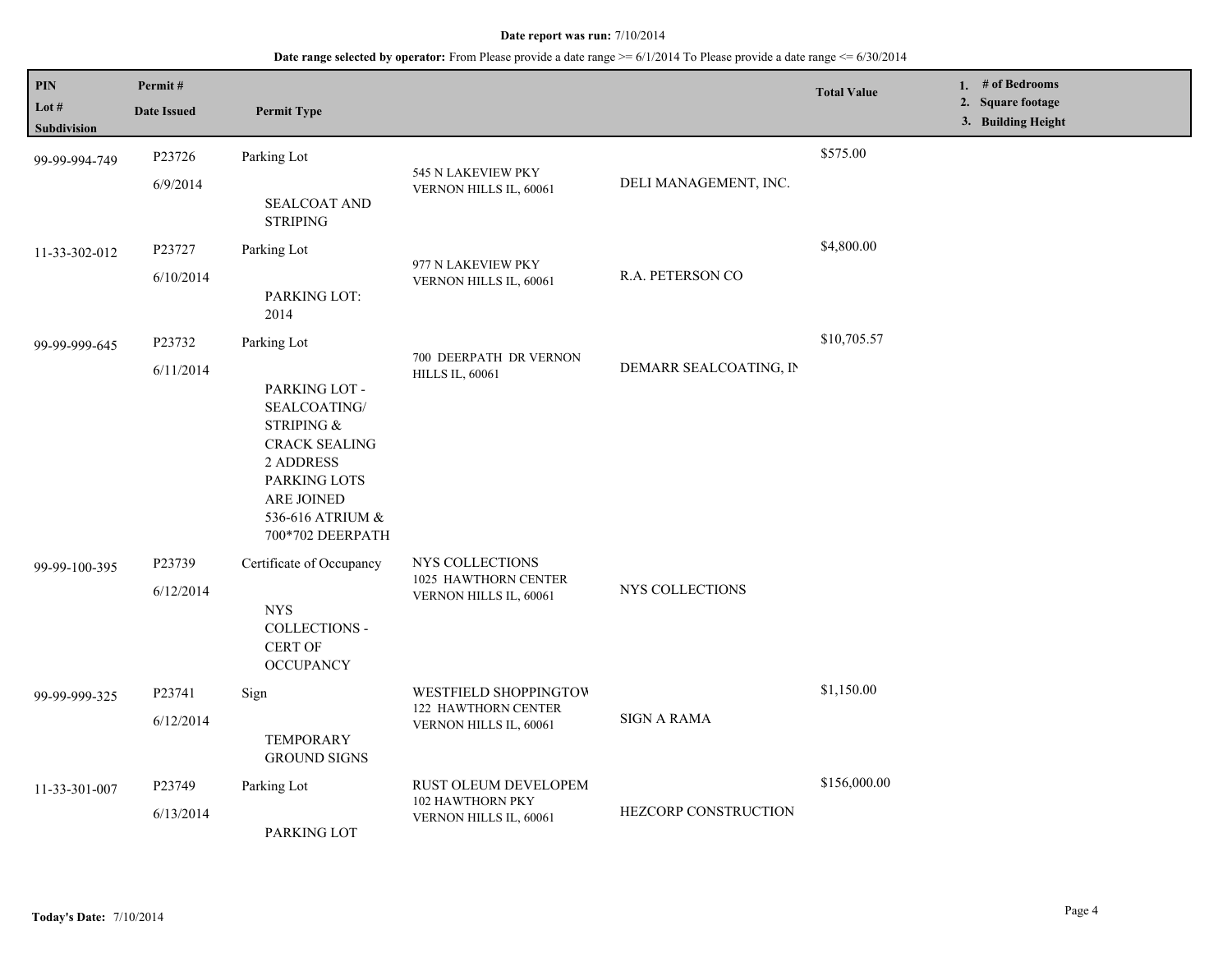**Date report was run:** 7/10/2014

**Date range selected by operator:** From Please provide a date range >= 6/1/2014 To Please provide a date range <= 6/30/2014

| PIN<br>Lot #<br>Subdivision | Permit #<br>Date Issued | Permit Type | | | Total Value | 1. # of Bedrooms<br>2. Square footage<br>3. Building Height |
|---|---|---|---|---|---|---|
| 99-99-994-749 | P23726<br>6/9/2014 | Parking Lot<br><br>SEALCOAT AND STRIPING | 545 N LAKEVIEW PKY VERNON HILLS IL, 60061 | DELI MANAGEMENT, INC. | $575.00 | |
| 11-33-302-012 | P23727<br>6/10/2014 | Parking Lot<br><br>PARKING LOT: 2014 | 977 N LAKEVIEW PKY VERNON HILLS IL, 60061 | R.A. PETERSON CO | $4,800.00 | |
| 99-99-999-645 | P23732<br>6/11/2014 | Parking Lot<br><br>PARKING LOT - SEALCOATING/ STRIPING & CRACK SEALING 2 ADDRESS PARKING LOTS ARE JOINED 536-616 ATRIUM & 700*702 DEERPATH | 700 DEERPATH DR VERNON HILLS IL, 60061 | DEMARR SEALCOATING, IN | $10,705.57 | |
| 99-99-100-395 | P23739<br>6/12/2014 | Certificate of Occupancy<br><br>NYS COLLECTIONS - CERT OF OCCUPANCY | NYS COLLECTIONS<br>1025 HAWTHORN CENTER VERNON HILLS IL, 60061 | NYS COLLECTIONS | | |
| 99-99-999-325 | P23741<br>6/12/2014 | Sign<br><br>TEMPORARY GROUND SIGNS | WESTFIELD SHOPPINGTOW<br>122 HAWTHORN CENTER VERNON HILLS IL, 60061 | SIGN A RAMA | $1,150.00 | |
| 11-33-301-007 | P23749<br>6/13/2014 | Parking Lot<br><br>PARKING LOT | RUST OLEUM DEVELOPEM<br>102 HAWTHORN PKY VERNON HILLS IL, 60061 | HEZCORP CONSTRUCTION | $156,000.00 | |

**Today's Date:** 7/10/2014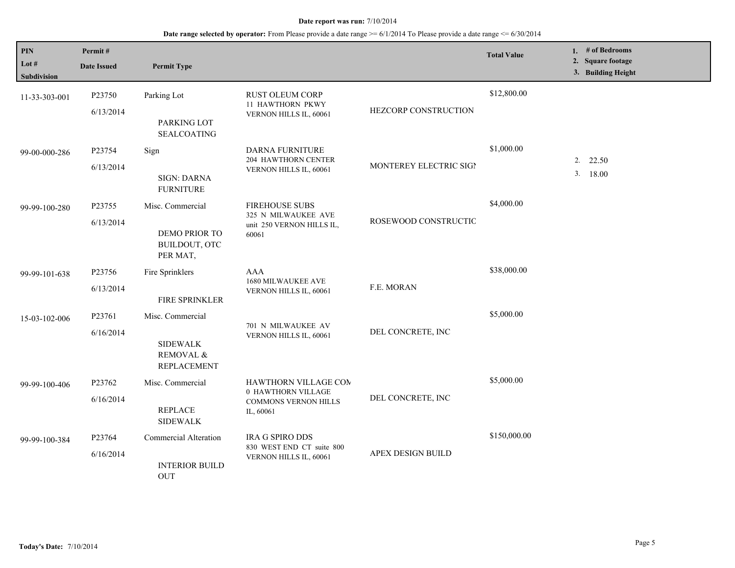**Date report was run:** 7/10/2014

**Date range selected by operator:** From Please provide a date range >= 6/1/2014 To Please provide a date range <= 6/30/2014

| PIN<br>Lot #<br>Subdivision | Permit #<br>Date Issued | Permit Type | | | Total Value | 1. # of Bedrooms<br>2. Square footage<br>3. Building Height |
|---|---|---|---|---|---|---|
| 11-33-303-001 | P23750<br>6/13/2014 | Parking Lot<br><br>PARKING LOT SEALCOATING | RUST OLEUM CORP<br>11 HAWTHORN PKWY<br>VERNON HILLS IL, 60061 | HEZCORP CONSTRUCTION | $12,800.00 | |
| 99-00-000-286 | P23754<br>6/13/2014 | Sign<br><br>SIGN: DARNA FURNITURE | DARNA FURNITURE<br>204 HAWTHORN CENTER<br>VERNON HILLS IL, 60061 | MONTEREY ELECTRIC SIGN | $1,000.00 | 2. 22.50<br>3. 18.00 |
| 99-99-100-280 | P23755<br>6/13/2014 | Misc. Commercial<br><br>DEMO PRIOR TO BUILDOUT, OTC PER MAT, | FIREHOUSE SUBS<br>325 N MILWAUKEE AVE<br>unit 250 VERNON HILLS IL, 60061 | ROSEWOOD CONSTRUCTIO | $4,000.00 | |
| 99-99-101-638 | P23756<br>6/13/2014 | Fire Sprinklers<br><br>FIRE SPRINKLER | AAA<br>1680 MILWAUKEE AVE<br>VERNON HILLS IL, 60061 | F.E. MORAN | $38,000.00 | |
| 15-03-102-006 | P23761<br>6/16/2014 | Misc. Commercial<br><br>SIDEWALK REMOVAL & REPLACEMENT | 701 N MILWAUKEE AV<br>VERNON HILLS IL, 60061 | DEL CONCRETE, INC | $5,000.00 | |
| 99-99-100-406 | P23762<br>6/16/2014 | Misc. Commercial<br><br>REPLACE SIDEWALK | HAWTHORN VILLAGE COM<br>0 HAWTHORN VILLAGE COMMONS VERNON HILLS IL, 60061 | DEL CONCRETE, INC | $5,000.00 | |
| 99-99-100-384 | P23764<br>6/16/2014 | Commercial Alteration<br><br>INTERIOR BUILD OUT | IRA G SPIRO DDS<br>830 WEST END CT suite 800<br>VERNON HILLS IL, 60061 | APEX DESIGN BUILD | $150,000.00 | |

**Today's Date:** 7/10/2014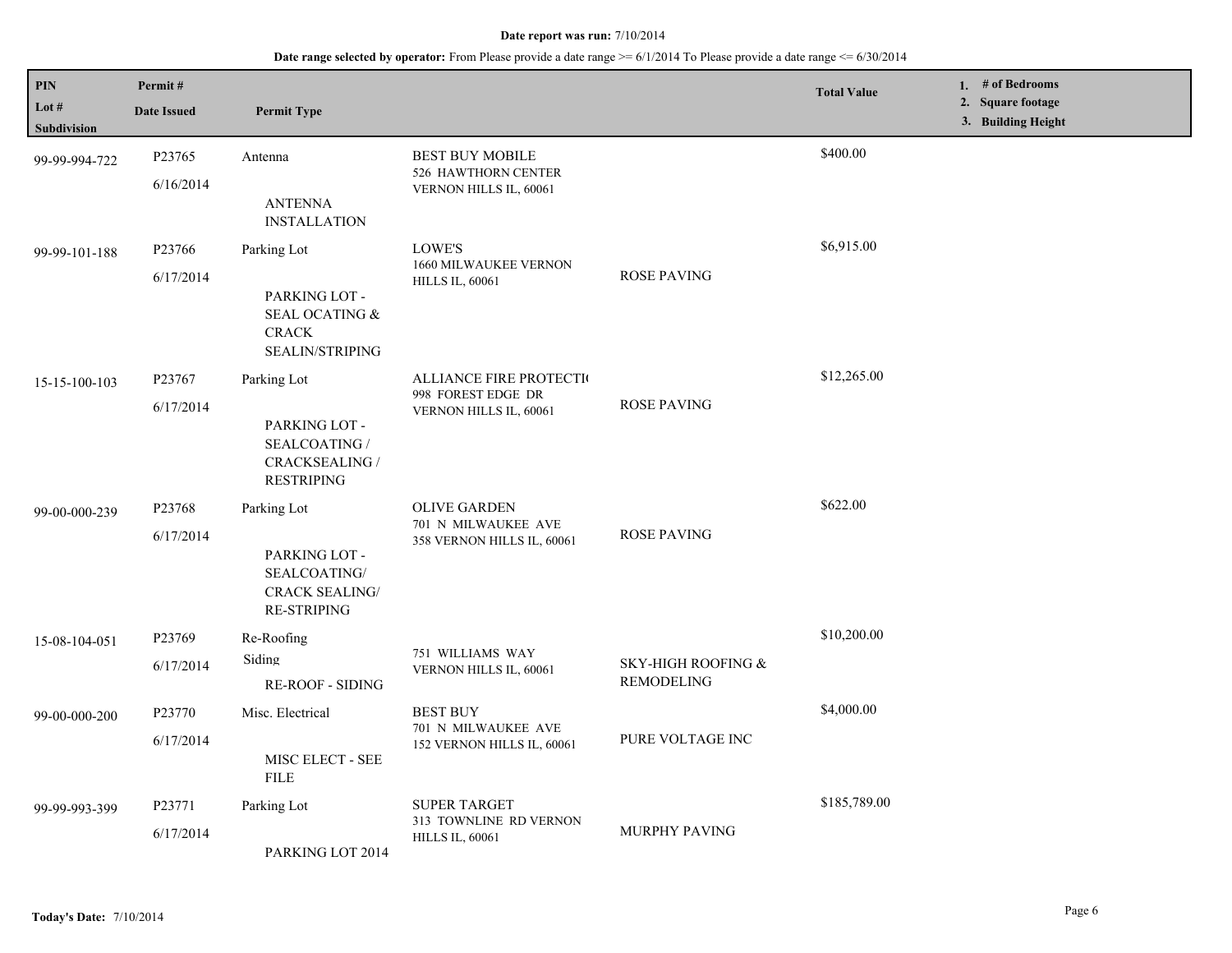**Date report was run:** 7/10/2014

**Date range selected by operator:** From Please provide a date range >= 6/1/2014 To Please provide a date range <= 6/30/2014

| PIN<br>Lot #<br>Subdivision | Permit #<br>Date Issued | Permit Type | | | Total Value | 1. # of Bedrooms<br>2. Square footage<br>3. Building Height |
|---|---|---|---|---|---|---|
| 99-99-994-722 | P23765<br>6/16/2014 | Antenna<br>ANTENNA INSTALLATION | BEST BUY MOBILE<br>526 HAWTHORN CENTER<br>VERNON HILLS IL, 60061 | | $400.00 | |
| 99-99-101-188 | P23766<br>6/17/2014 | Parking Lot<br>PARKING LOT - SEAL OCATING & CRACK SEALIN/STRIPING | LOWE'S<br>1660 MILWAUKEE VERNON HILLS IL, 60061 | ROSE PAVING | $6,915.00 | |
| 15-15-100-103 | P23767<br>6/17/2014 | Parking Lot<br>PARKING LOT - SEALCOATING / CRACKSEALING / RESTRIPING | ALLIANCE FIRE PROTECTI(<br>998 FOREST EDGE DR<br>VERNON HILLS IL, 60061 | ROSE PAVING | $12,265.00 | |
| 99-00-000-239 | P23768<br>6/17/2014 | Parking Lot<br>PARKING LOT - SEALCOATING/ CRACK SEALING/ RE-STRIPING | OLIVE GARDEN<br>701 N MILWAUKEE AVE<br>358 VERNON HILLS IL, 60061 | ROSE PAVING | $622.00 | |
| 15-08-104-051 | P23769<br>6/17/2014 | Re-Roofing<br>Siding<br>RE-ROOF - SIDING | 751 WILLIAMS WAY<br>VERNON HILLS IL, 60061 | SKY-HIGH ROOFING & REMODELING | $10,200.00 | |
| 99-00-000-200 | P23770<br>6/17/2014 | Misc. Electrical<br>MISC ELECT - SEE FILE | BEST BUY<br>701 N MILWAUKEE AVE<br>152 VERNON HILLS IL, 60061 | PURE VOLTAGE INC | $4,000.00 | |
| 99-99-993-399 | P23771<br>6/17/2014 | Parking Lot<br>PARKING LOT 2014 | SUPER TARGET<br>313 TOWNLINE RD VERNON HILLS IL, 60061 | MURPHY PAVING | $185,789.00 | |

**Today's Date:** 7/10/2014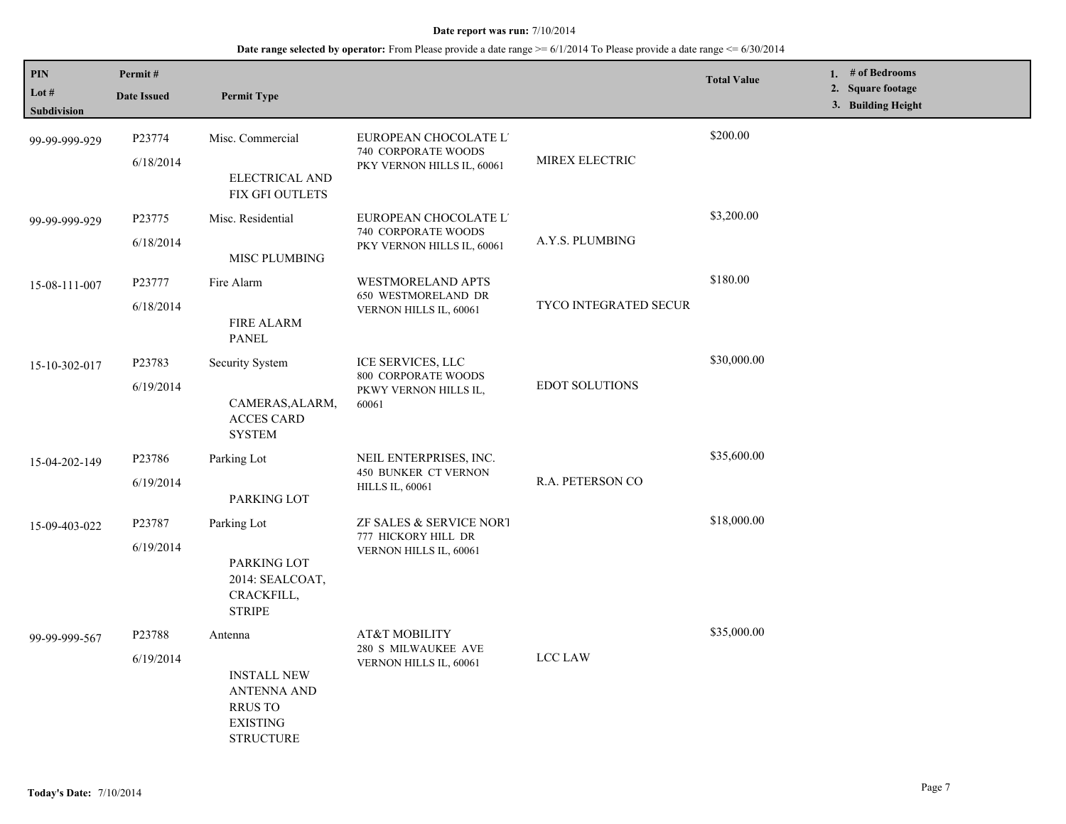Date report was run: 7/10/2014

Date range selected by operator: From Please provide a date range >= 6/1/2014 To Please provide a date range <= 6/30/2014

| PIN<br>Lot #<br>Subdivision | Permit #<br>Date Issued | Permit Type | | | Total Value | 1. # of Bedrooms<br>2. Square footage<br>3. Building Height |
|---|---|---|---|---|---|---|
| 99-99-999-929 | P23774<br>6/18/2014 | Misc. Commercial<br>ELECTRICAL AND FIX GFI OUTLETS | EUROPEAN CHOCOLATE L'<br>740 CORPORATE WOODS PKY VERNON HILLS IL, 60061 | MIREX ELECTRIC | $200.00 | |
| 99-99-999-929 | P23775<br>6/18/2014 | Misc. Residential<br>MISC PLUMBING | EUROPEAN CHOCOLATE L'<br>740 CORPORATE WOODS PKY VERNON HILLS IL, 60061 | A.Y.S. PLUMBING | $3,200.00 | |
| 15-08-111-007 | P23777<br>6/18/2014 | Fire Alarm<br>FIRE ALARM PANEL | WESTMORELAND APTS<br>650 WESTMORELAND DR VERNON HILLS IL, 60061 | TYCO INTEGRATED SECUR | $180.00 | |
| 15-10-302-017 | P23783<br>6/19/2014 | Security System<br>CAMERAS,ALARM, ACCES CARD SYSTEM | ICE SERVICES, LLC<br>800 CORPORATE WOODS PKWY VERNON HILLS IL, 60061 | EDOT SOLUTIONS | $30,000.00 | |
| 15-04-202-149 | P23786<br>6/19/2014 | Parking Lot<br>PARKING LOT | NEIL ENTERPRISES, INC.<br>450 BUNKER CT VERNON HILLS IL, 60061 | R.A. PETERSON CO | $35,600.00 | |
| 15-09-403-022 | P23787<br>6/19/2014 | Parking Lot<br>PARKING LOT 2014: SEALCOAT, CRACKFILL, STRIPE | ZF SALES & SERVICE NORT<br>777 HICKORY HILL DR VERNON HILLS IL, 60061 | | $18,000.00 | |
| 99-99-999-567 | P23788<br>6/19/2014 | Antenna<br>INSTALL NEW ANTENNA AND RRUS TO EXISTING STRUCTURE | AT&T MOBILITY<br>280 S MILWAUKEE AVE VERNON HILLS IL, 60061 | LCC LAW | $35,000.00 | |

Today's Date: 7/10/2014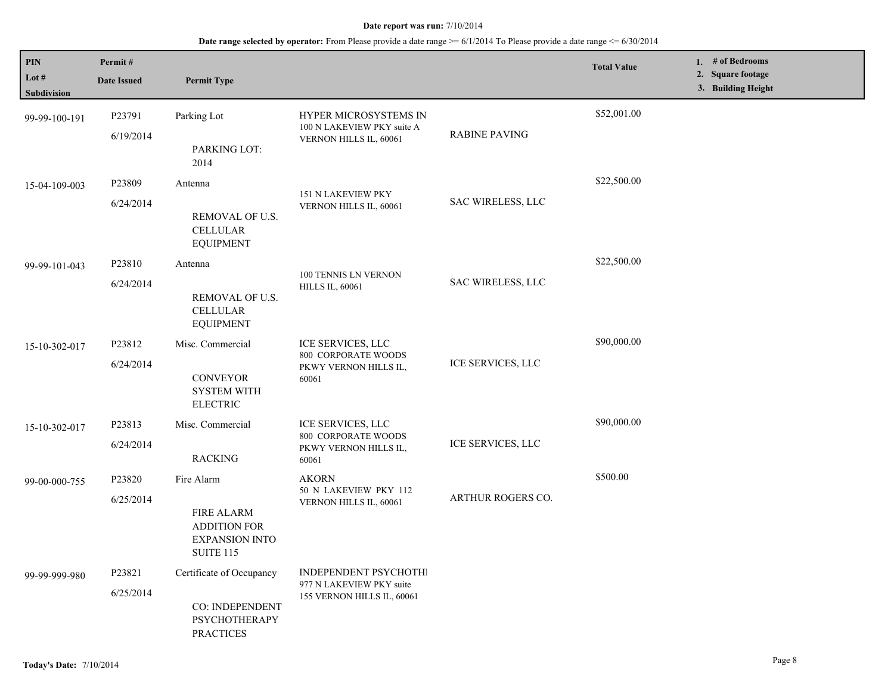**Date report was run:** 7/10/2014

**Date range selected by operator:** From Please provide a date range >= 6/1/2014 To Please provide a date range <= 6/30/2014

| PIN / Lot # / Subdivision | Permit # / Date Issued | Permit Type | | | Total Value | 1. # of Bedrooms 2. Square footage 3. Building Height |
|---|---|---|---|---|---|---|
| 99-99-100-191 | P23791 6/19/2014 | Parking Lot PARKING LOT: 2014 | HYPER MICROSYSTEMS IN 100 N LAKEVIEW PKY suite A VERNON HILLS IL, 60061 | RABINE PAVING | $52,001.00 | |
| 15-04-109-003 | P23809 6/24/2014 | Antenna REMOVAL OF U.S. CELLULAR EQUIPMENT | 151 N LAKEVIEW PKY VERNON HILLS IL, 60061 | SAC WIRELESS, LLC | $22,500.00 | |
| 99-99-101-043 | P23810 6/24/2014 | Antenna REMOVAL OF U.S. CELLULAR EQUIPMENT | 100 TENNIS LN VERNON HILLS IL, 60061 | SAC WIRELESS, LLC | $22,500.00 | |
| 15-10-302-017 | P23812 6/24/2014 | Misc. Commercial CONVEYOR SYSTEM WITH ELECTRIC | ICE SERVICES, LLC 800 CORPORATE WOODS PKWY VERNON HILLS IL, 60061 | ICE SERVICES, LLC | $90,000.00 | |
| 15-10-302-017 | P23813 6/24/2014 | Misc. Commercial RACKING | ICE SERVICES, LLC 800 CORPORATE WOODS PKWY VERNON HILLS IL, 60061 | ICE SERVICES, LLC | $90,000.00 | |
| 99-00-000-755 | P23820 6/25/2014 | Fire Alarm FIRE ALARM ADDITION FOR EXPANSION INTO SUITE 115 | AKORN 50 N LAKEVIEW PKY 112 VERNON HILLS IL, 60061 | ARTHUR ROGERS CO. | $500.00 | |
| 99-99-999-980 | P23821 6/25/2014 | Certificate of Occupancy CO: INDEPENDENT PSYCHOTHERAPY PRACTICES | INDEPENDENT PSYCHOTHI 977 N LAKEVIEW PKY suite 155 VERNON HILLS IL, 60061 | | | |

**Today's Date:** 7/10/2014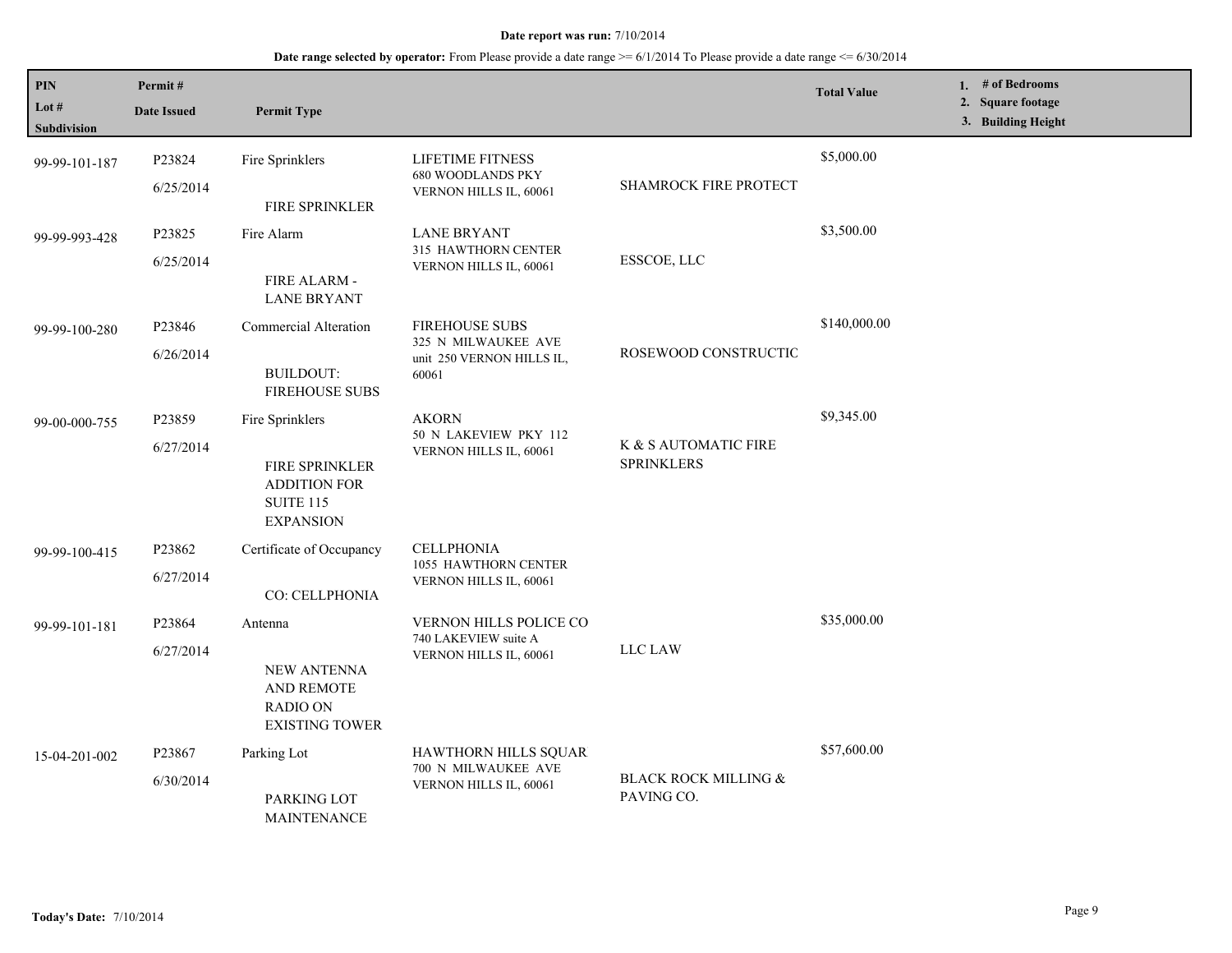**Date report was run:** 7/10/2014

**Date range selected by operator:** From Please provide a date range >= 6/1/2014 To Please provide a date range <= 6/30/2014

| PIN<br>Lot #<br>Subdivision | Permit #<br>Date Issued | Permit Type | | | Total Value | 1. # of Bedrooms<br>2. Square footage<br>3. Building Height |
|---|---|---|---|---|---|---|
| 99-99-101-187 | P23824<br>6/25/2014 | Fire Sprinklers<br><br>FIRE SPRINKLER | LIFETIME FITNESS<br>680 WOODLANDS PKY<br>VERNON HILLS IL, 60061 | SHAMROCK FIRE PROTECT | $5,000.00 | |
| 99-99-993-428 | P23825<br>6/25/2014 | Fire Alarm<br><br>FIRE ALARM - LANE BRYANT | LANE BRYANT<br>315 HAWTHORN CENTER<br>VERNON HILLS IL, 60061 | ESSCOE, LLC | $3,500.00 | |
| 99-99-100-280 | P23846<br>6/26/2014 | Commercial Alteration<br><br>BUILDOUT: FIREHOUSE SUBS | FIREHOUSE SUBS<br>325 N MILWAUKEE AVE<br>unit 250 VERNON HILLS IL, 60061 | ROSEWOOD CONSTRUCTIC | $140,000.00 | |
| 99-00-000-755 | P23859<br>6/27/2014 | Fire Sprinklers<br><br>FIRE SPRINKLER ADDITION FOR SUITE 115 EXPANSION | AKORN<br>50 N LAKEVIEW PKY 112<br>VERNON HILLS IL, 60061 | K & S AUTOMATIC FIRE SPRINKLERS | $9,345.00 | |
| 99-99-100-415 | P23862<br>6/27/2014 | Certificate of Occupancy<br><br>CO: CELLPHONIA | CELLPHONIA<br>1055 HAWTHORN CENTER<br>VERNON HILLS IL, 60061 | | | |
| 99-99-101-181 | P23864<br>6/27/2014 | Antenna<br><br>NEW ANTENNA AND REMOTE RADIO ON EXISTING TOWER | VERNON HILLS POLICE CO<br>740 LAKEVIEW suite A<br>VERNON HILLS IL, 60061 | LLC LAW | $35,000.00 | |
| 15-04-201-002 | P23867<br>6/30/2014 | Parking Lot<br><br>PARKING LOT MAINTENANCE | HAWTHORN HILLS SQUAR<br>700 N MILWAUKEE AVE<br>VERNON HILLS IL, 60061 | BLACK ROCK MILLING & PAVING CO. | $57,600.00 | |

**Today's Date:** 7/10/2014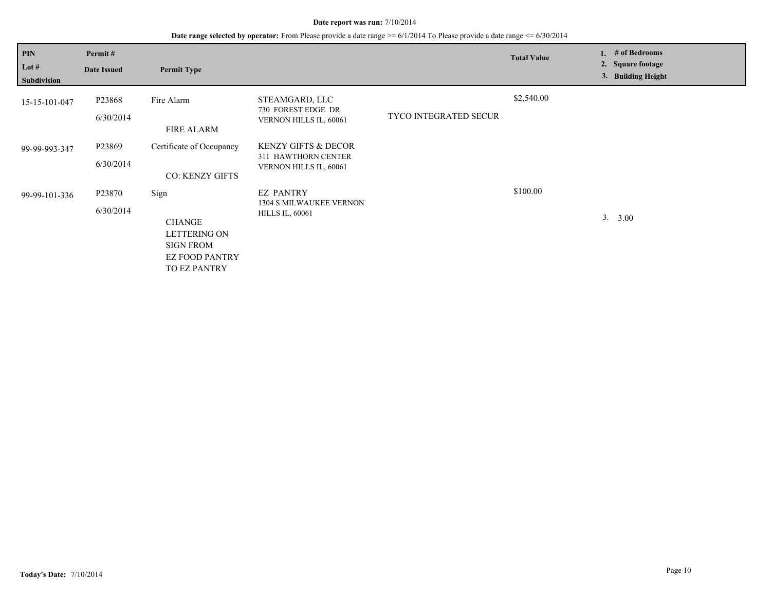**Date report was run:** 7/10/2014

**Date range selected by operator:** From Please provide a date range >= 6/1/2014 To Please provide a date range <= 6/30/2014

| PIN<br>Lot #<br>Subdivision | Permit #<br>Date Issued | Permit Type | | | Total Value | 1. # of Bedrooms<br>2. Square footage<br>3. Building Height |
|---|---|---|---|---|---|---|
| 15-15-101-047 | P23868<br>6/30/2014 | Fire Alarm<br>FIRE ALARM | STEAMGARD, LLC<br>730 FOREST EDGE DR<br>VERNON HILLS IL, 60061 | TYCO INTEGRATED SECUR | $2,540.00 | |
| 99-99-993-347 | P23869<br>6/30/2014 | Certificate of Occupancy<br>CO: KENZY GIFTS | KENZY GIFTS & DECOR<br>311 HAWTHORN CENTER<br>VERNON HILLS IL, 60061 | | | |
| 99-99-101-336 | P23870<br>6/30/2014 | Sign<br>CHANGE LETTERING ON SIGN FROM EZ FOOD PANTRY TO EZ PANTRY | EZ PANTRY<br>1304 S MILWAUKEE VERNON HILLS IL, 60061 | | $100.00 | 3. 3.00 |

**Today's Date:** 7/10/2014